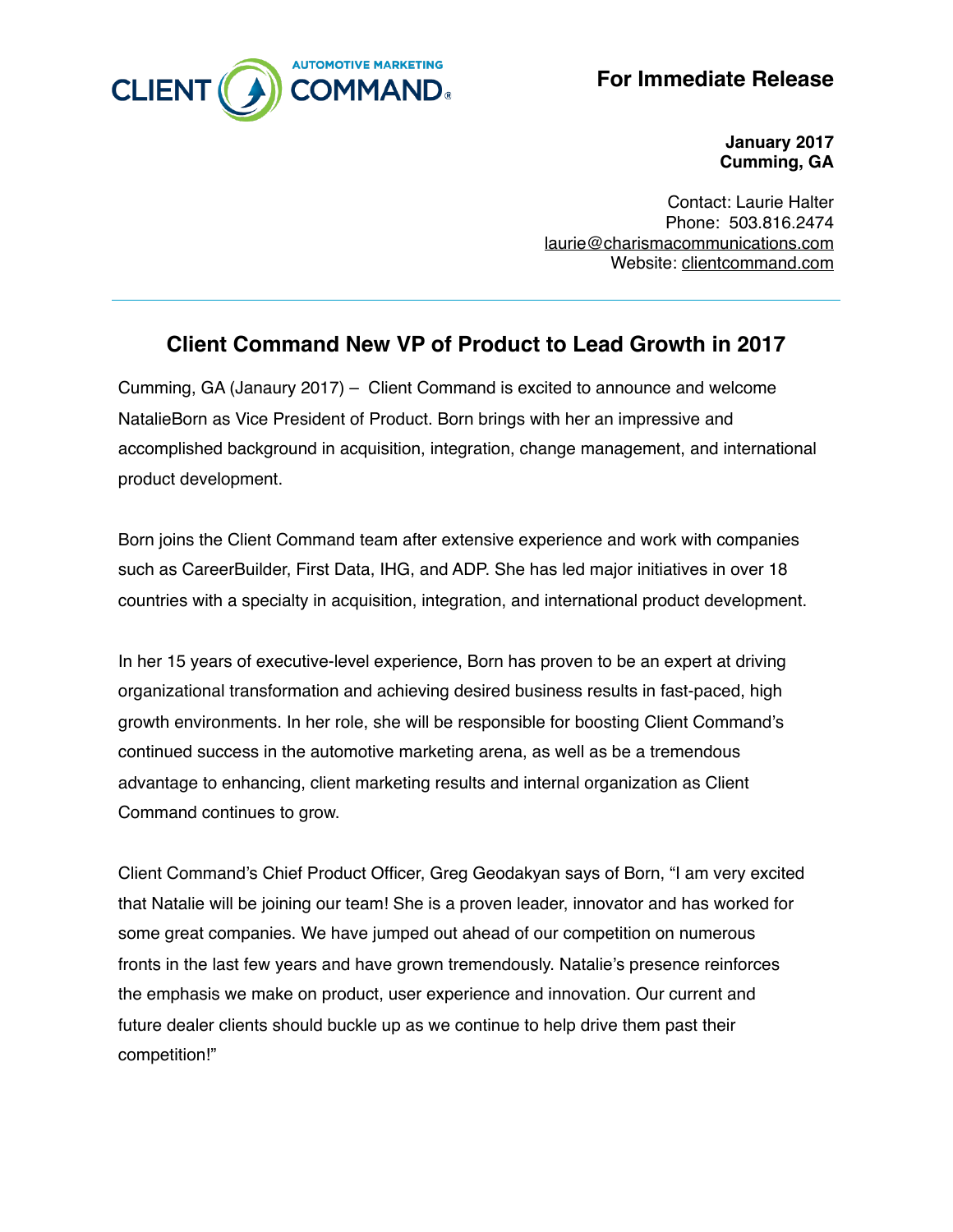CLIENT COMMAND AUTOMOTIVE MARKETING

**For Immediate Release**

**January 2017**
**Cumming, GA**

Contact: Laurie Halter
Phone: 503.816.2474
laurie@charismacommunications.com
Website: clientcommand.com

---

## Client Command New VP of Product to Lead Growth in 2017

Cumming, GA (Janaury 2017) – Client Command is excited to announce and welcome NatalieBorn as Vice President of Product. Born brings with her an impressive and accomplished background in acquisition, integration, change management, and international product development.

Born joins the Client Command team after extensive experience and work with companies such as CareerBuilder, First Data, IHG, and ADP. She has led major initiatives in over 18 countries with a specialty in acquisition, integration, and international product development.

In her 15 years of executive-level experience, Born has proven to be an expert at driving organizational transformation and achieving desired business results in fast-paced, high growth environments. In her role, she will be responsible for boosting Client Command's continued success in the automotive marketing arena, as well as be a tremendous advantage to enhancing, client marketing results and internal organization as Client Command continues to grow.

Client Command's Chief Product Officer, Greg Geodakyan says of Born, "I am very excited that Natalie will be joining our team! She is a proven leader, innovator and has worked for some great companies. We have jumped out ahead of our competition on numerous fronts in the last few years and have grown tremendously. Natalie's presence reinforces the emphasis we make on product, user experience and innovation. Our current and future dealer clients should buckle up as we continue to help drive them past their competition!"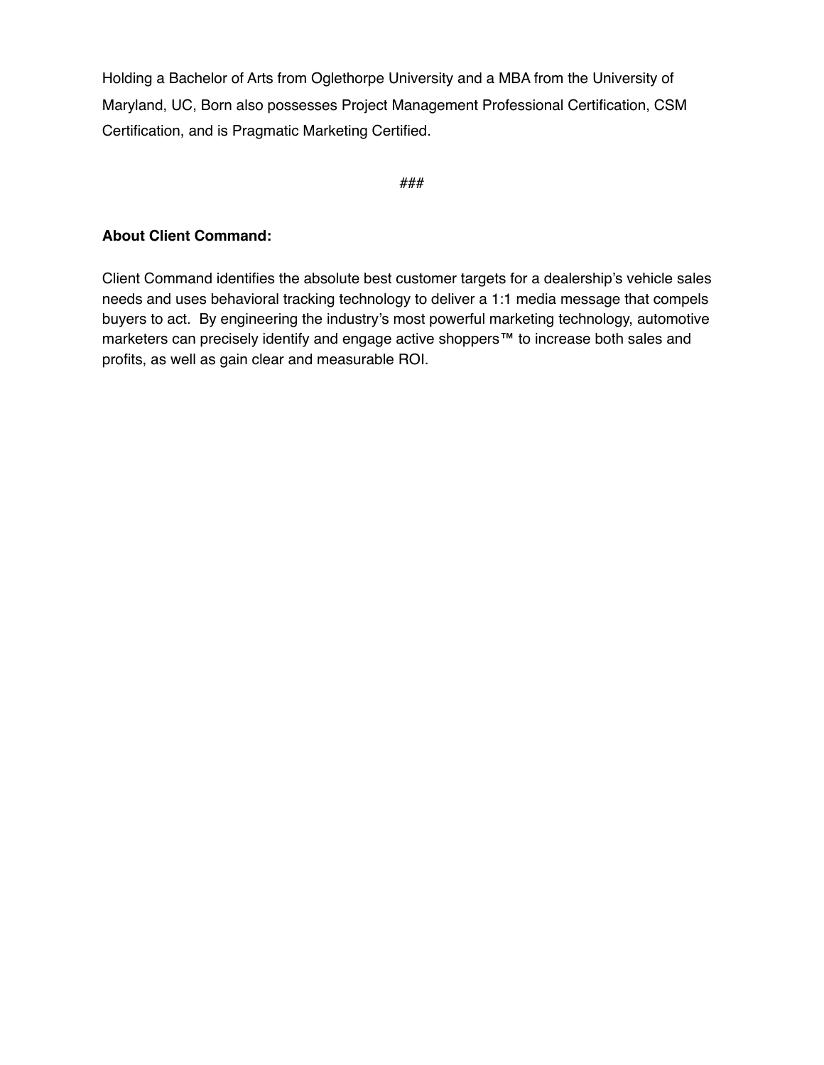Holding a Bachelor of Arts from Oglethorpe University and a MBA from the University of Maryland, UC, Born also possesses Project Management Professional Certification, CSM Certification, and is Pragmatic Marketing Certified.

###

**About Client Command:**

Client Command identifies the absolute best customer targets for a dealership's vehicle sales needs and uses behavioral tracking technology to deliver a 1:1 media message that compels buyers to act. By engineering the industry's most powerful marketing technology, automotive marketers can precisely identify and engage active shoppers™ to increase both sales and profits, as well as gain clear and measurable ROI.